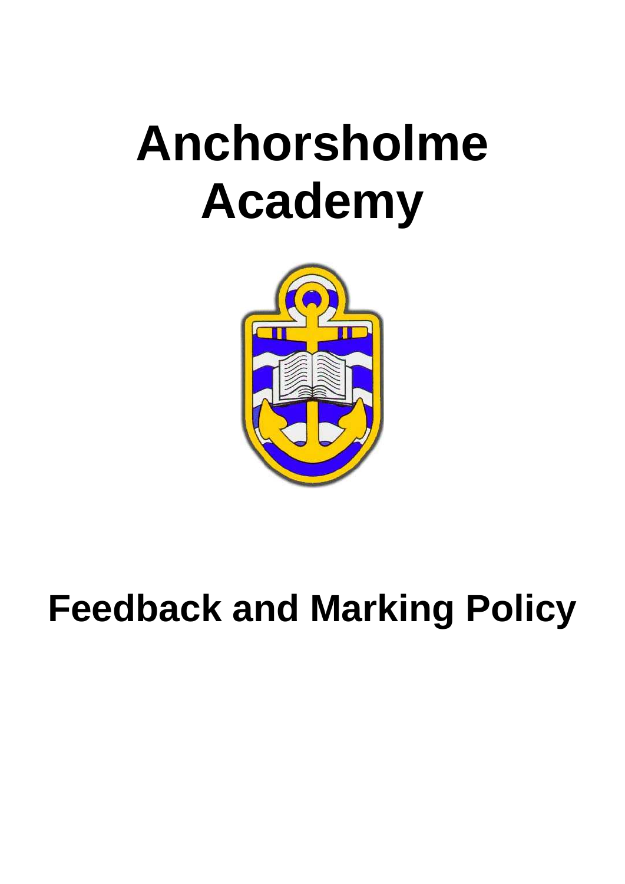# Anchorsholme Academy

# Feedback and Marking Policy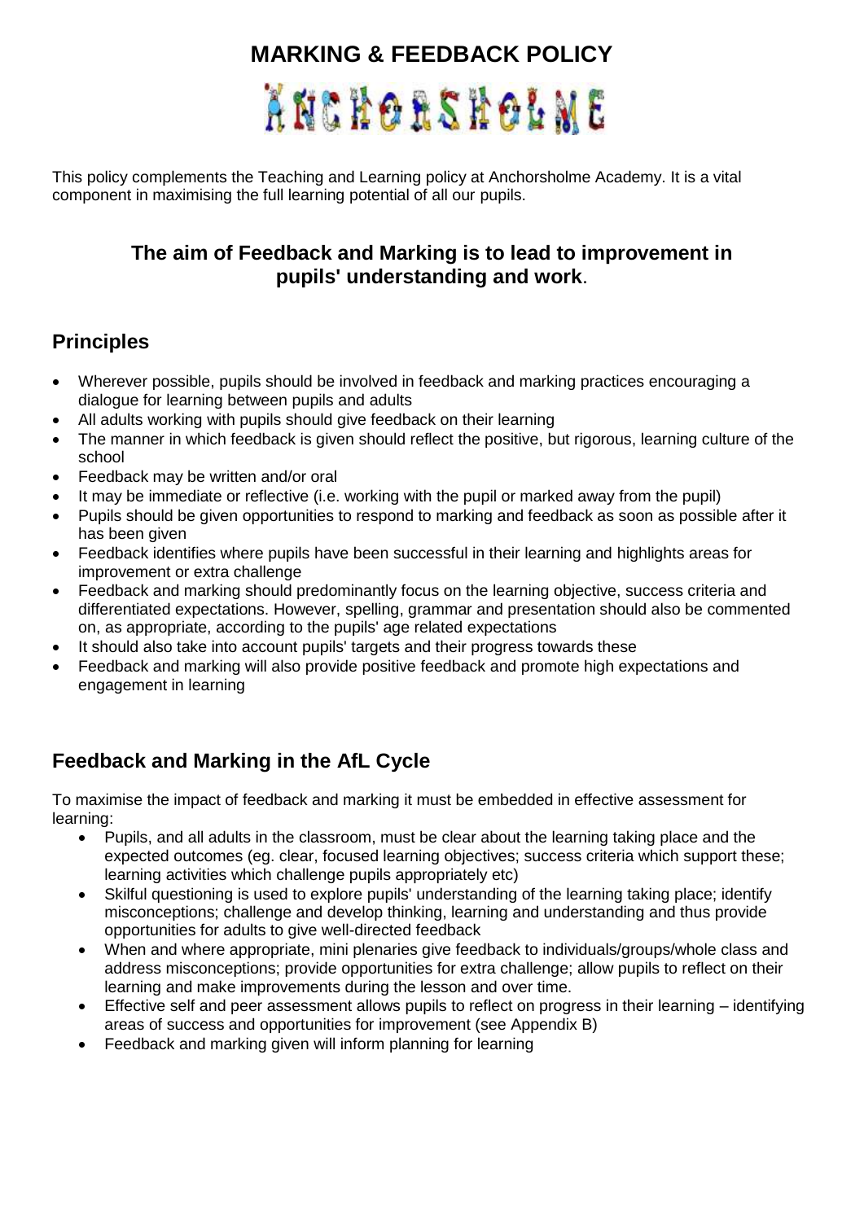# MARKING & FEEDBACK POLICY

ANCHORSHOLME

This policy complements the Teaching and Learning policy at Anchorsholme Academy. It is a vital component in maximising the full learning potential of all our pupils.

**The aim of Feedback and Marking is to lead to improvement in pupils' understanding and work.**

## Principles

- Wherever possible, pupils should be involved in feedback and marking practices encouraging a dialogue for learning between pupils and adults
- All adults working with pupils should give feedback on their learning
- The manner in which feedback is given should reflect the positive, but rigorous, learning culture of the school
- Feedback may be written and/or oral
- It may be immediate or reflective (i.e. working with the pupil or marked away from the pupil)
- Pupils should be given opportunities to respond to marking and feedback as soon as possible after it has been given
- Feedback identifies where pupils have been successful in their learning and highlights areas for improvement or extra challenge
- Feedback and marking should predominantly focus on the learning objective, success criteria and differentiated expectations. However, spelling, grammar and presentation should also be commented on, as appropriate, according to the pupils' age related expectations
- It should also take into account pupils' targets and their progress towards these
- Feedback and marking will also provide positive feedback and promote high expectations and engagement in learning

## Feedback and Marking in the AfL Cycle

To maximise the impact of feedback and marking it must be embedded in effective assessment for learning:

- Pupils, and all adults in the classroom, must be clear about the learning taking place and the expected outcomes (eg. clear, focused learning objectives; success criteria which support these; learning activities which challenge pupils appropriately etc)
- Skilful questioning is used to explore pupils' understanding of the learning taking place; identify misconceptions; challenge and develop thinking, learning and understanding and thus provide opportunities for adults to give well-directed feedback
- When and where appropriate, mini plenaries give feedback to individuals/groups/whole class and address misconceptions; provide opportunities for extra challenge; allow pupils to reflect on their learning and make improvements during the lesson and over time.
- Effective self and peer assessment allows pupils to reflect on progress in their learning – identifying areas of success and opportunities for improvement (see Appendix B)
- Feedback and marking given will inform planning for learning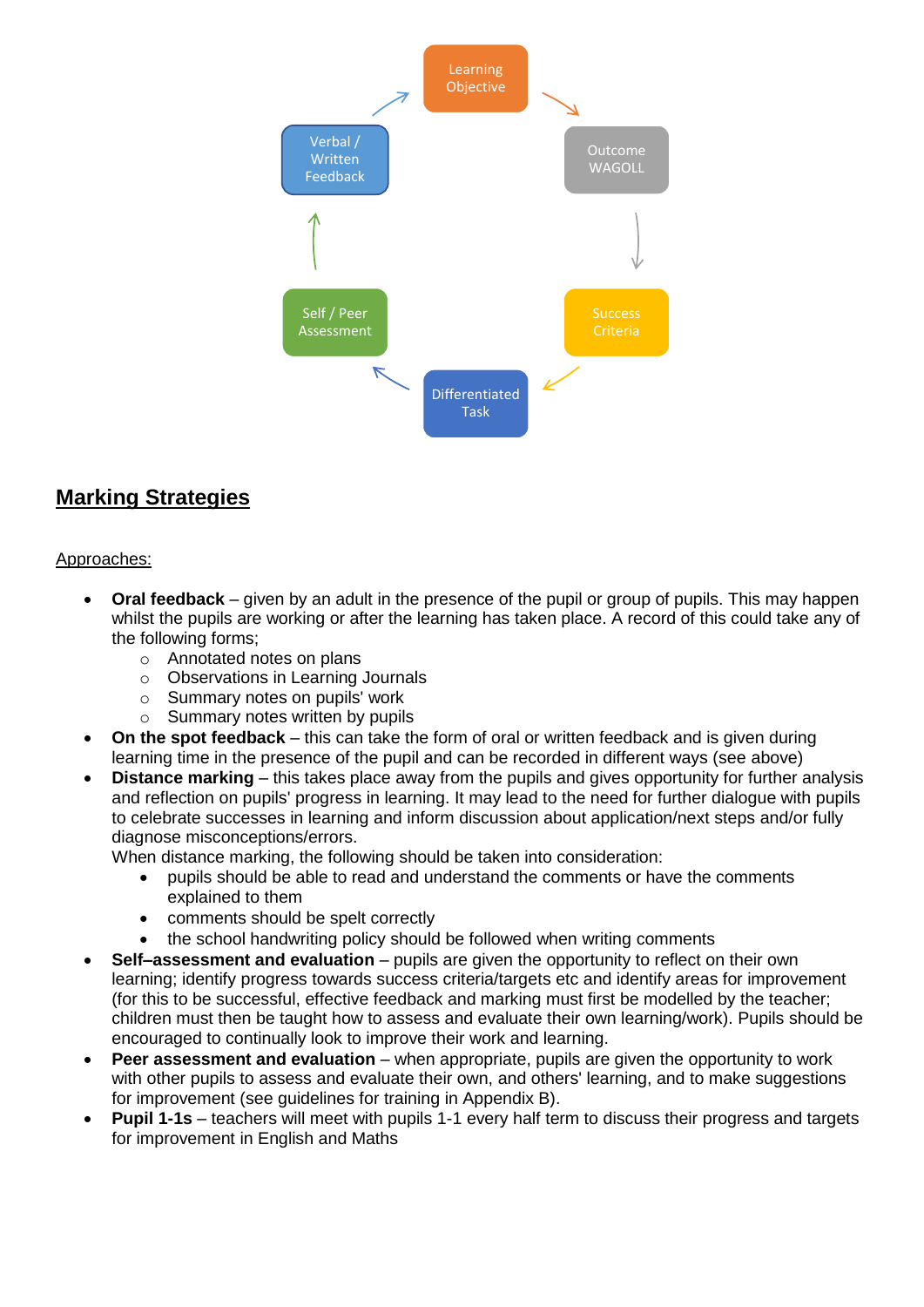Learning Objective

Outcome WAGOLL

Success Criteria

Differentiated Task

Self / Peer Assessment

Verbal / Written Feedback

## Marking Strategies

Approaches:

- **Oral feedback** – given by an adult in the presence of the pupil or group of pupils. This may happen whilst the pupils are working or after the learning has taken place. A record of this could take any of the following forms;
  - Annotated notes on plans
  - Observations in Learning Journals
  - Summary notes on pupils' work
  - Summary notes written by pupils
- **On the spot feedback** – this can take the form of oral or written feedback and is given during learning time in the presence of the pupil and can be recorded in different ways (see above)
- **Distance marking** – this takes place away from the pupils and gives opportunity for further analysis and reflection on pupils' progress in learning. It may lead to the need for further dialogue with pupils to celebrate successes in learning and inform discussion about application/next steps and/or fully diagnose misconceptions/errors.
  When distance marking, the following should be taken into consideration:
  - pupils should be able to read and understand the comments or have the comments explained to them
  - comments should be spelt correctly
  - the school handwriting policy should be followed when writing comments
- **Self–assessment and evaluation** – pupils are given the opportunity to reflect on their own learning; identify progress towards success criteria/targets etc and identify areas for improvement (for this to be successful, effective feedback and marking must first be modelled by the teacher; children must then be taught how to assess and evaluate their own learning/work). Pupils should be encouraged to continually look to improve their work and learning.
- **Peer assessment and evaluation** – when appropriate, pupils are given the opportunity to work with other pupils to assess and evaluate their own, and others' learning, and to make suggestions for improvement (see guidelines for training in Appendix B).
- **Pupil 1-1s** – teachers will meet with pupils 1-1 every half term to discuss their progress and targets for improvement in English and Maths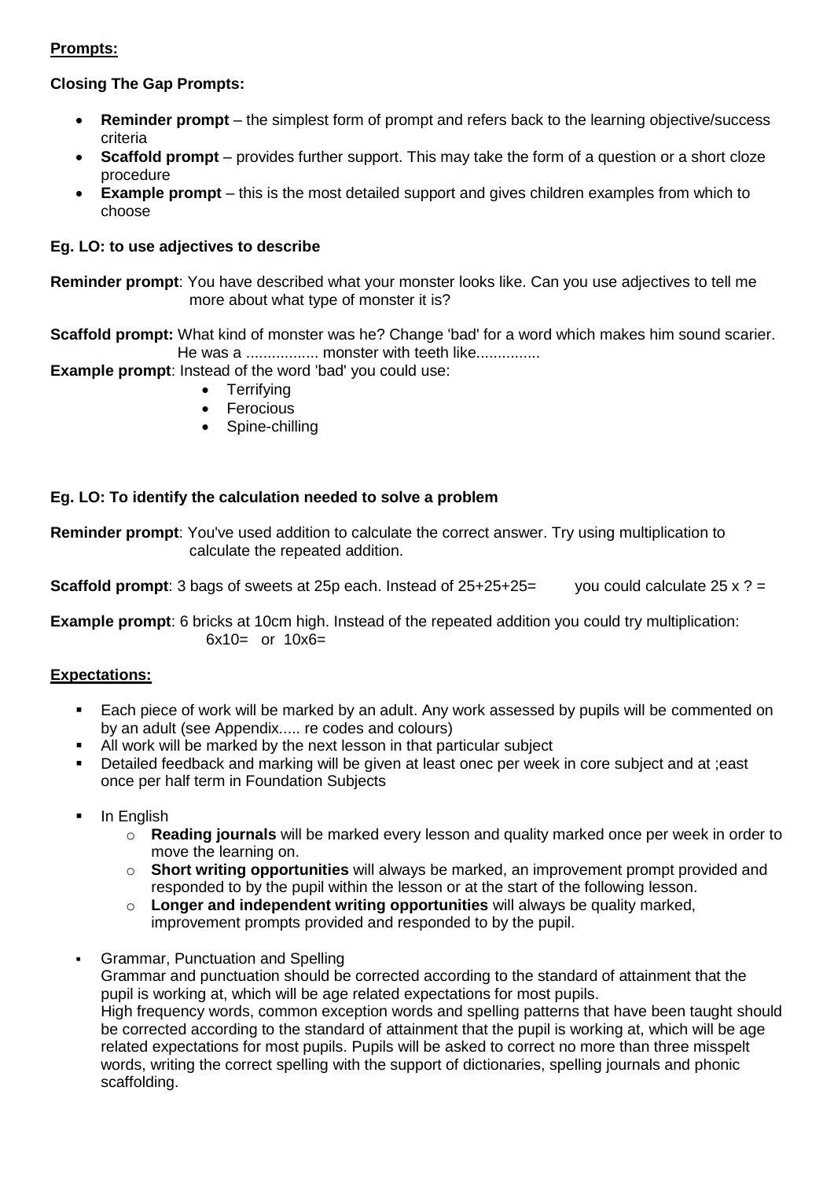**Prompts:**

**Closing The Gap Prompts:**

- **Reminder prompt** – the simplest form of prompt and refers back to the learning objective/success criteria
- **Scaffold prompt** – provides further support. This may take the form of a question or a short cloze procedure
- **Example prompt** – this is the most detailed support and gives children examples from which to choose

**Eg. LO: to use adjectives to describe**

**Reminder prompt**: You have described what your monster looks like. Can you use adjectives to tell me more about what type of monster it is?

**Scaffold prompt:** What kind of monster was he? Change 'bad' for a word which makes him sound scarier. He was a ................ monster with teeth like..............

**Example prompt**: Instead of the word 'bad' you could use:

- Terrifying
- Ferocious
- Spine-chilling

**Eg. LO: To identify the calculation needed to solve a problem**

**Reminder prompt**: You've used addition to calculate the correct answer. Try using multiplication to calculate the repeated addition.

**Scaffold prompt**: 3 bags of sweets at 25p each. Instead of 25+25+25= you could calculate 25 x ? =

**Example prompt**: 6 bricks at 10cm high. Instead of the repeated addition you could try multiplication: 6x10= or 10x6=

**Expectations:**

- Each piece of work will be marked by an adult. Any work assessed by pupils will be commented on by an adult (see Appendix..... re codes and colours)
- All work will be marked by the next lesson in that particular subject
- Detailed feedback and marking will be given at least onec per week in core subject and at ;east once per half term in Foundation Subjects
- In English
  - **Reading journals** will be marked every lesson and quality marked once per week in order to move the learning on.
  - **Short writing opportunities** will always be marked, an improvement prompt provided and responded to by the pupil within the lesson or at the start of the following lesson.
  - **Longer and independent writing opportunities** will always be quality marked, improvement prompts provided and responded to by the pupil.
- Grammar, Punctuation and Spelling
  Grammar and punctuation should be corrected according to the standard of attainment that the pupil is working at, which will be age related expectations for most pupils.
  High frequency words, common exception words and spelling patterns that have been taught should be corrected according to the standard of attainment that the pupil is working at, which will be age related expectations for most pupils. Pupils will be asked to correct no more than three misspelt words, writing the correct spelling with the support of dictionaries, spelling journals and phonic scaffolding.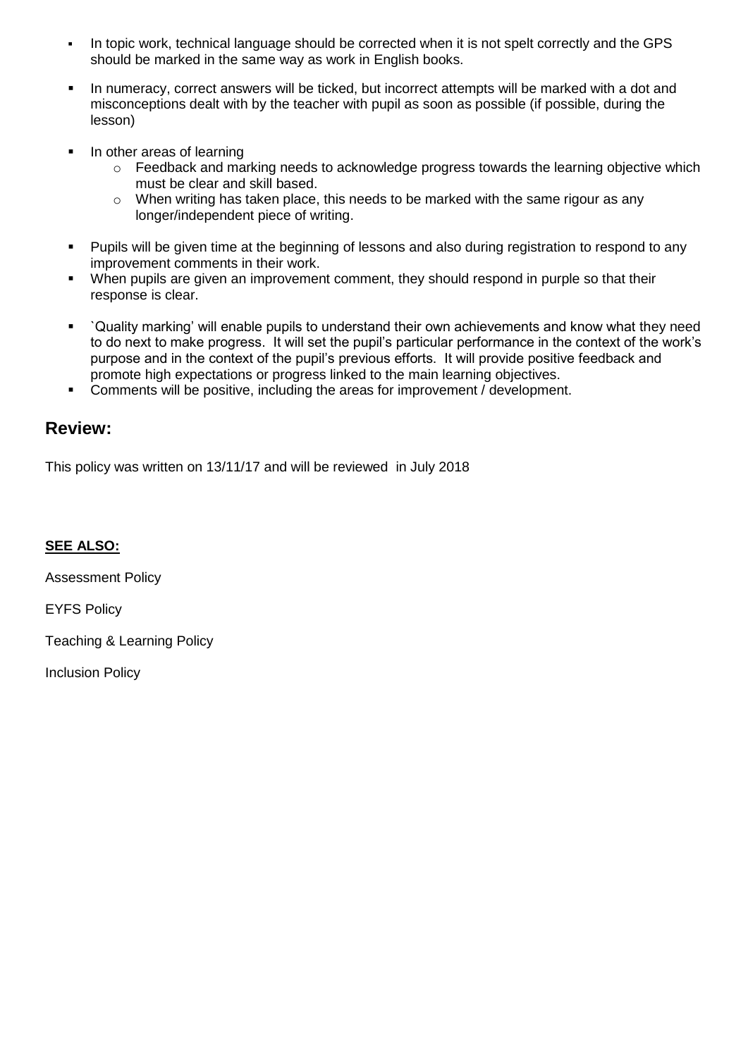- In topic work, technical language should be corrected when it is not spelt correctly and the GPS should be marked in the same way as work in English books.

- In numeracy, correct answers will be ticked, but incorrect attempts will be marked with a dot and misconceptions dealt with by the teacher with pupil as soon as possible (if possible, during the lesson)

- In other areas of learning
  - Feedback and marking needs to acknowledge progress towards the learning objective which must be clear and skill based.
  - When writing has taken place, this needs to be marked with the same rigour as any longer/independent piece of writing.

- Pupils will be given time at the beginning of lessons and also during registration to respond to any improvement comments in their work.
- When pupils are given an improvement comment, they should respond in purple so that their response is clear.

- `Quality marking' will enable pupils to understand their own achievements and know what they need to do next to make progress. It will set the pupil's particular performance in the context of the work's purpose and in the context of the pupil's previous efforts. It will provide positive feedback and promote high expectations or progress linked to the main learning objectives.
- Comments will be positive, including the areas for improvement / development.

## Review:

This policy was written on 13/11/17 and will be reviewed in July 2018

**SEE ALSO:**

Assessment Policy

EYFS Policy

Teaching & Learning Policy

Inclusion Policy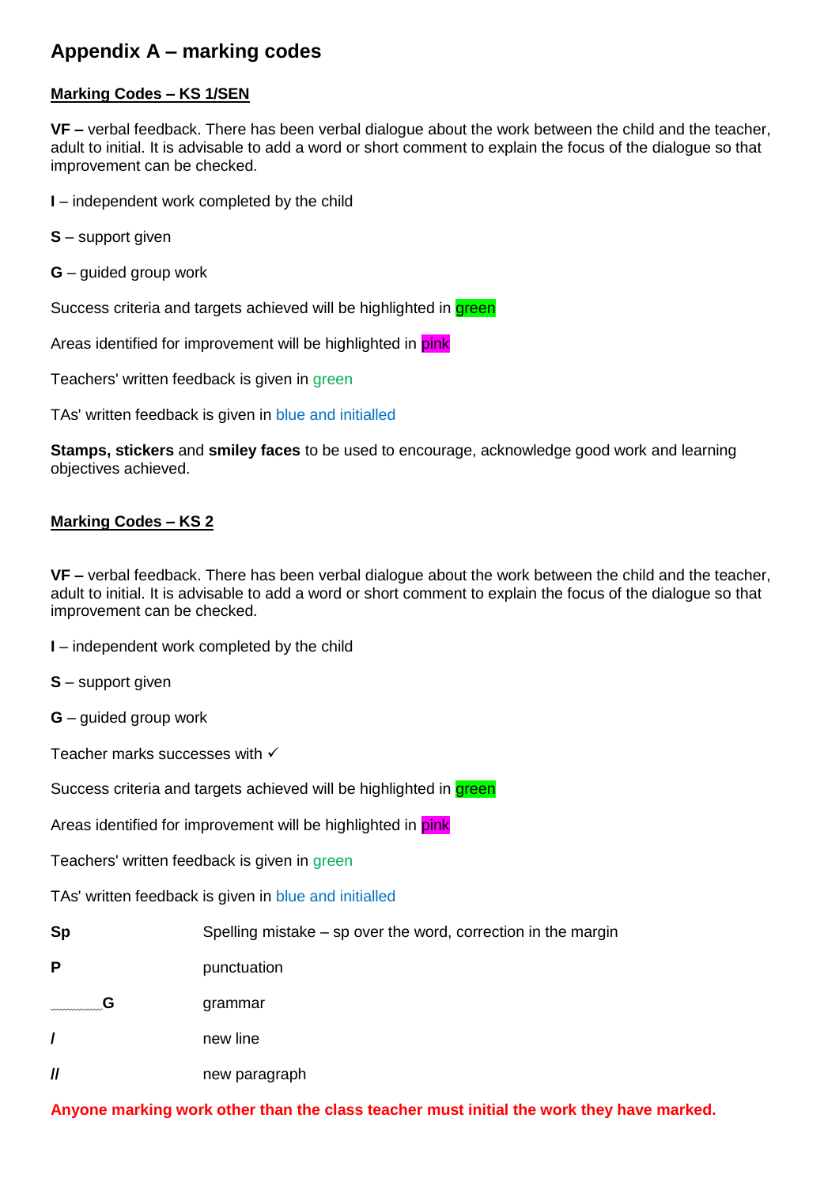## Appendix A – marking codes

### Marking Codes – KS 1/SEN

**VF –** verbal feedback. There has been verbal dialogue about the work between the child and the teacher, adult to initial. It is advisable to add a word or short comment to explain the focus of the dialogue so that improvement can be checked.

**I** – independent work completed by the child

**S** – support given

**G** – guided group work

Success criteria and targets achieved will be highlighted in green

Areas identified for improvement will be highlighted in pink

Teachers' written feedback is given in green

TAs' written feedback is given in blue and initialled

**Stamps, stickers** and **smiley faces** to be used to encourage, acknowledge good work and learning objectives achieved.

### Marking Codes – KS 2

**VF –** verbal feedback. There has been verbal dialogue about the work between the child and the teacher, adult to initial. It is advisable to add a word or short comment to explain the focus of the dialogue so that improvement can be checked.

**I** – independent work completed by the child

**S** – support given

**G** – guided group work

Teacher marks successes with ✓

Success criteria and targets achieved will be highlighted in green

Areas identified for improvement will be highlighted in pink

Teachers' written feedback is given in green

TAs' written feedback is given in blue and initialled

| | |
|---|---|
| **Sp** | Spelling mistake – sp over the word, correction in the margin |
| **P** | punctuation |
| ~~~~~~**G** | grammar |
| **/** | new line |
| **//** | new paragraph |

**Anyone marking work other than the class teacher must initial the work they have marked.**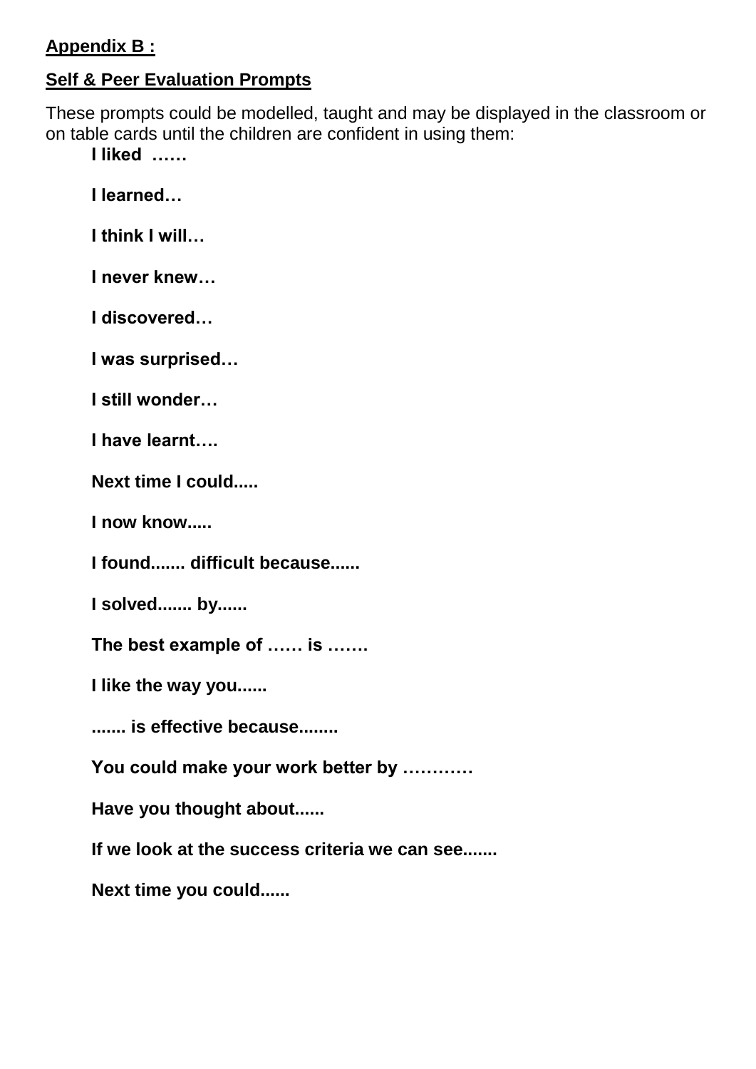**Appendix B :**

**Self & Peer Evaluation Prompts**

These prompts could be modelled, taught and may be displayed in the classroom or on table cards until the children are confident in using them:

**I liked ……**

**I learned…**

**I think I will…**

**I never knew…**

**I discovered…**

**I was surprised…**

**I still wonder…**

**I have learnt….**

**Next time I could.....**

**I now know.....**

**I found....... difficult because......**

**I solved....... by......**

**The best example of …… is …….**

**I like the way you......**

**....... is effective because........**

**You could make your work better by …………**

**Have you thought about......**

**If we look at the success criteria we can see.......**

**Next time you could......**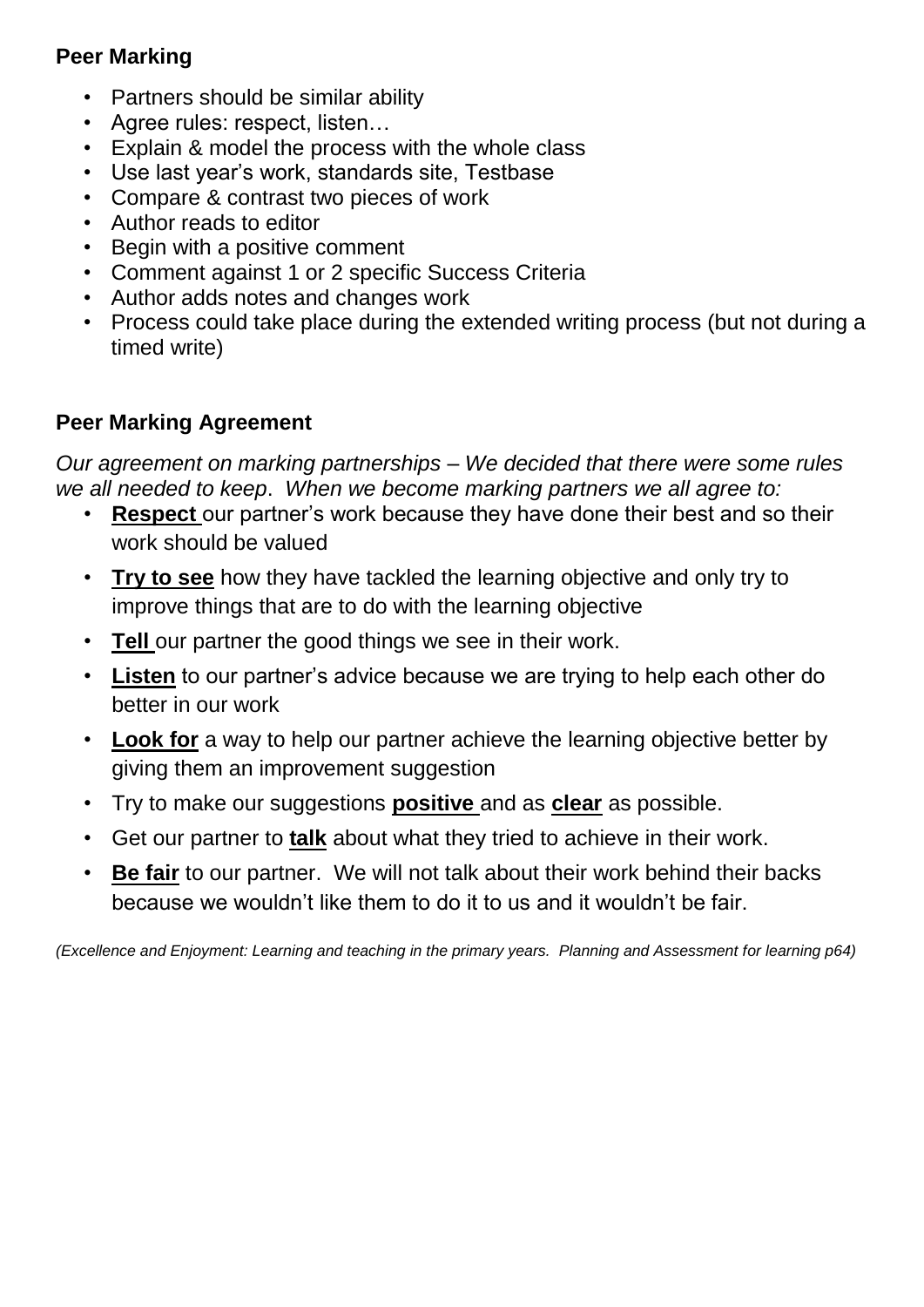**Peer Marking**

- Partners should be similar ability
- Agree rules: respect, listen…
- Explain & model the process with the whole class
- Use last year's work, standards site, Testbase
- Compare & contrast two pieces of work
- Author reads to editor
- Begin with a positive comment
- Comment against 1 or 2 specific Success Criteria
- Author adds notes and changes work
- Process could take place during the extended writing process (but not during a timed write)

**Peer Marking Agreement**

*Our agreement on marking partnerships – We decided that there were some rules we all needed to keep. When we become marking partners we all agree to:*

- **Respect** our partner's work because they have done their best and so their work should be valued
- **Try to see** how they have tackled the learning objective and only try to improve things that are to do with the learning objective
- **Tell** our partner the good things we see in their work.
- **Listen** to our partner's advice because we are trying to help each other do better in our work
- **Look for** a way to help our partner achieve the learning objective better by giving them an improvement suggestion
- Try to make our suggestions **positive** and as **clear** as possible.
- Get our partner to **talk** about what they tried to achieve in their work.
- **Be fair** to our partner. We will not talk about their work behind their backs because we wouldn't like them to do it to us and it wouldn't be fair.

*(Excellence and Enjoyment: Learning and teaching in the primary years. Planning and Assessment for learning p64)*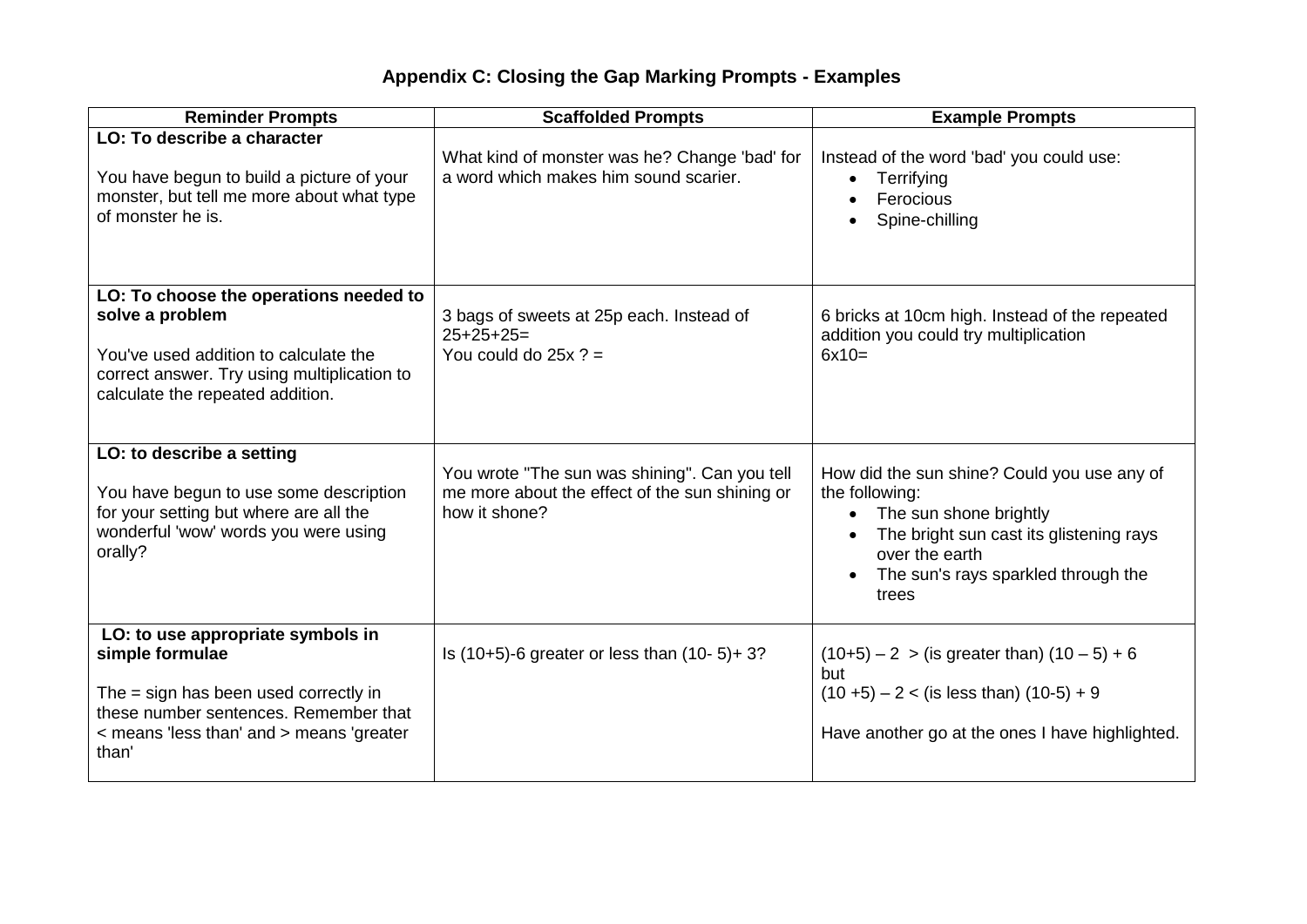# Appendix C: Closing the Gap Marking Prompts - Examples

| Reminder Prompts | Scaffolded Prompts | Example Prompts |
| --- | --- | --- |
| **LO: To describe a character**<br><br>You have begun to build a picture of your monster, but tell me more about what type of monster he is. | What kind of monster was he? Change 'bad' for a word which makes him sound scarier. | Instead of the word 'bad' you could use:<br>• Terrifying<br>• Ferocious<br>• Spine-chilling |
| **LO: To choose the operations needed to solve a problem**<br><br>You've used addition to calculate the correct answer. Try using multiplication to calculate the repeated addition. | 3 bags of sweets at 25p each. Instead of 25+25+25=<br>You could do 25x ? = | 6 bricks at 10cm high. Instead of the repeated addition you could try multiplication<br>6x10= |
| **LO: to describe a setting**<br><br>You have begun to use some description for your setting but where are all the wonderful 'wow' words you were using orally? | You wrote "The sun was shining". Can you tell me more about the effect of the sun shining or how it shone? | How did the sun shine? Could you use any of the following:<br>• The sun shone brightly<br>• The bright sun cast its glistening rays over the earth<br>• The sun's rays sparkled through the trees |
| **LO: to use appropriate symbols in simple formulae**<br><br>The = sign has been used correctly in these number sentences. Remember that < means 'less than' and > means 'greater than' | Is (10+5)-6 greater or less than (10- 5)+ 3? | (10+5) – 2 > (is greater than) (10 – 5) + 6<br>but<br>(10 +5) – 2 < (is less than) (10-5) + 9<br><br>Have another go at the ones I have highlighted. |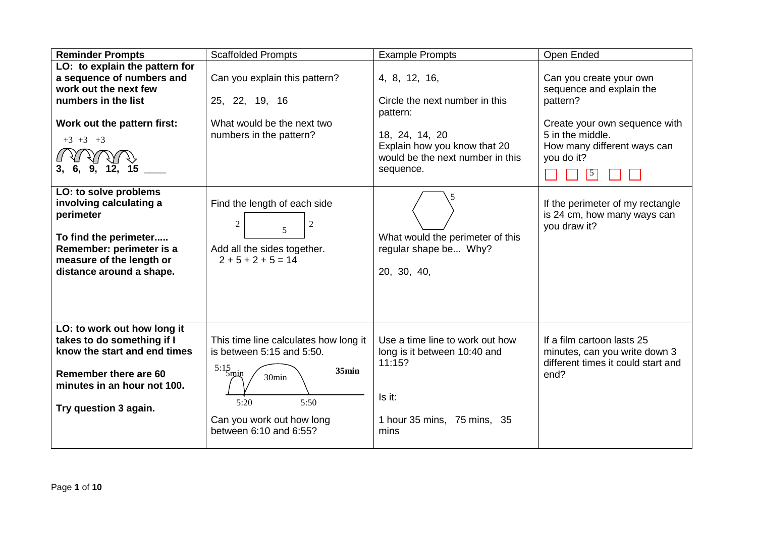| Reminder Prompts | Scaffolded Prompts | Example Prompts | Open Ended |
|---|---|---|---|
| **LO: to explain the pattern for a sequence of numbers and work out the next few numbers in the list**<br><br>**Work out the pattern first:**<br>+3 +3 +3<br>**3, 6, 9, 12, 15 \_\_\_\_** | Can you explain this pattern?<br><br>25, 22, 19, 16<br><br>What would be the next two numbers in the pattern? | 4, 8, 12, 16,<br><br>Circle the next number in this pattern:<br><br>18, 24, 14, 20<br>Explain how you know that 20 would be the next number in this sequence. | Can you create your own sequence and explain the pattern?<br><br>Create your own sequence with 5 in the middle.<br>How many different ways can you do it?<br>☐ ☐ 5 ☐ ☐ |
| **LO: to solve problems involving calculating a perimeter**<br><br>**To find the perimeter.....**<br>**Remember: perimeter is a measure of the length or distance around a shape.** | Find the length of each side<br>2 5 2<br><br>Add all the sides together.<br>2 + 5 + 2 + 5 = 14 | 5<br><br>What would the perimeter of this regular shape be... Why?<br><br>20, 30, 40, | If the perimeter of my rectangle is 24 cm, how many ways can you draw it? |
| **LO: to work out how long it takes to do something if I know the start and end times**<br><br>**Remember there are 60 minutes in an hour not 100.**<br><br>**Try question 3 again.** | This time line calculates how long it is between 5:15 and 5:50.<br>5:15 5min 30min **35min**<br>5:20 5:50<br><br>Can you work out how long between 6:10 and 6:55? | Use a time line to work out how long is it between 10:40 and 11:15?<br><br>Is it:<br><br>1 hour 35 mins, 75 mins, 35 mins | If a film cartoon lasts 25 minutes, can you write down 3 different times it could start and end? |